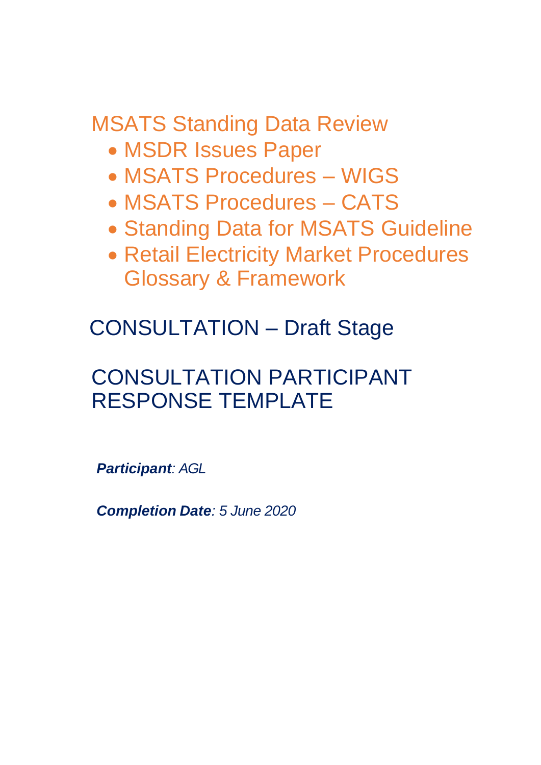# MSATS Standing Data Review

- MSDR Issues Paper
- MSATS Procedures – WIGS
- MSATS Procedures – CATS
- Standing Data for MSATS Guideline
- Retail Electricity Market Procedures Glossary & Framework

## CONSULTATION – Draft Stage

## CONSULTATION PARTICIPANT RESPONSE TEMPLATE

***Participant**: AGL*

***Completion Date**: 5 June 2020*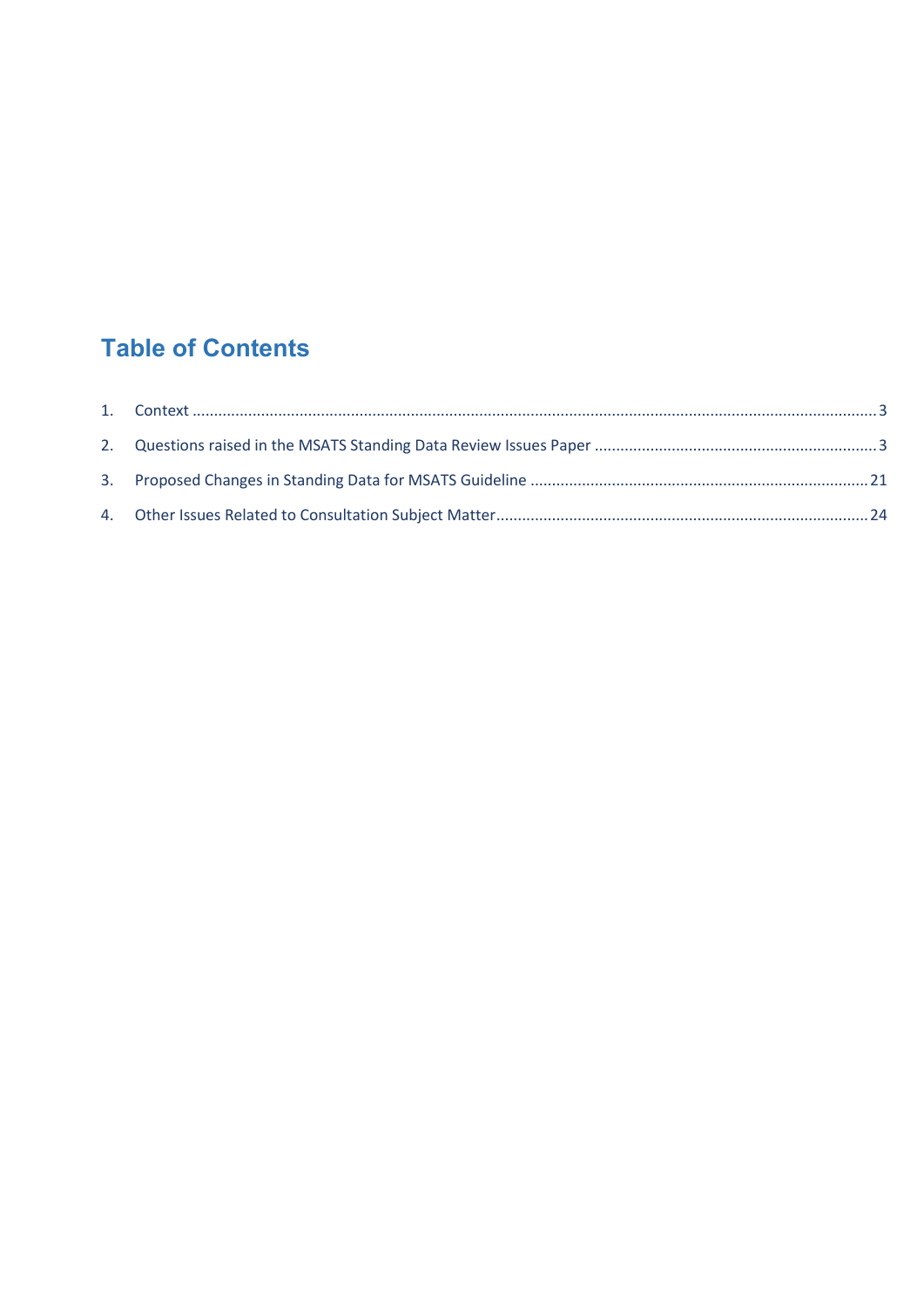# Table of Contents

1. Context ........................................................................................................................................................ 3
2. Questions raised in the MSATS Standing Data Review Issues Paper ................................................................ 3
3. Proposed Changes in Standing Data for MSATS Guideline ............................................................................ 21
4. Other Issues Related to Consultation Subject Matter .................................................................................... 24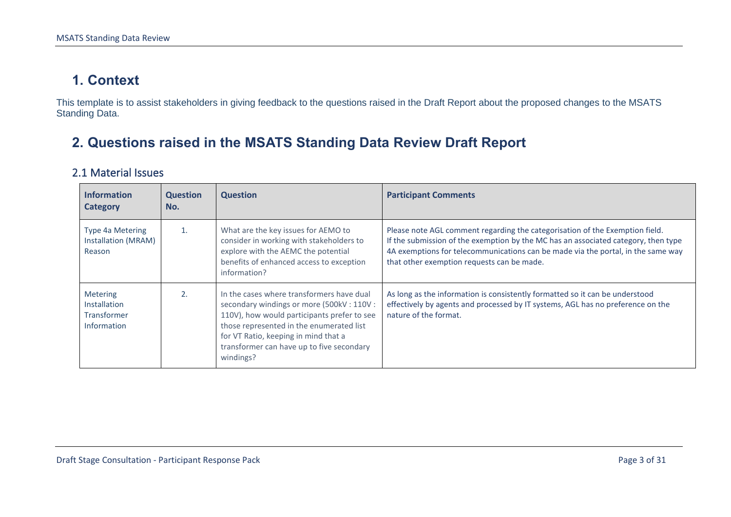# 1. Context

This template is to assist stakeholders in giving feedback to the questions raised in the Draft Report about the proposed changes to the MSATS Standing Data.

# 2. Questions raised in the MSATS Standing Data Review Draft Report

## 2.1 Material Issues

| Information Category | Question No. | Question | Participant Comments |
|---|---|---|---|
| Type 4a Metering Installation (MRAM) Reason | 1. | What are the key issues for AEMO to consider in working with stakeholders to explore with the AEMC the potential benefits of enhanced access to exception information? | Please note AGL comment regarding the categorisation of the Exemption field. If the submission of the exemption by the MC has an associated category, then type 4A exemptions for telecommunications can be made via the portal, in the same way that other exemption requests can be made. |
| Metering Installation Transformer Information | 2. | In the cases where transformers have dual secondary windings or more (500kV : 110V : 110V), how would participants prefer to see those represented in the enumerated list for VT Ratio, keeping in mind that a transformer can have up to five secondary windings? | As long as the information is consistently formatted so it can be understood effectively by agents and processed by IT systems, AGL has no preference on the nature of the format. |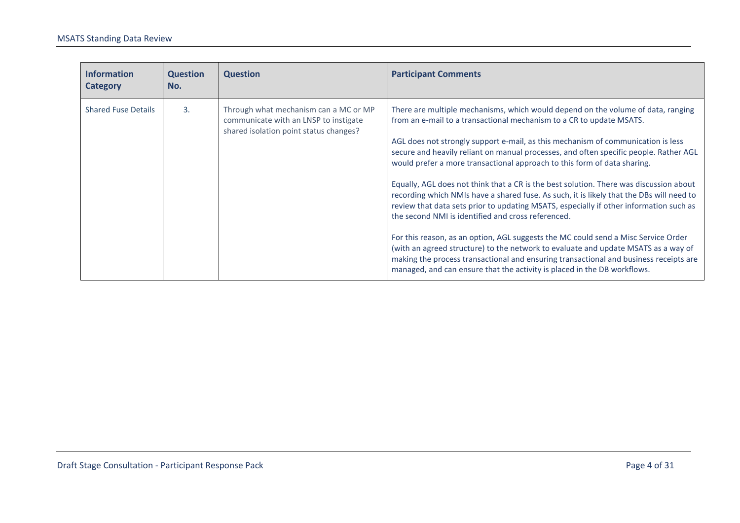| Information Category | Question No. | Question | Participant Comments |
|---|---|---|---|
| Shared Fuse Details | 3. | Through what mechanism can a MC or MP communicate with an LNSP to instigate shared isolation point status changes? | There are multiple mechanisms, which would depend on the volume of data, ranging from an e-mail to a transactional mechanism to a CR to update MSATS.<br><br>AGL does not strongly support e-mail, as this mechanism of communication is less secure and heavily reliant on manual processes, and often specific people. Rather AGL would prefer a more transactional approach to this form of data sharing.<br><br>Equally, AGL does not think that a CR is the best solution. There was discussion about recording which NMIs have a shared fuse. As such, it is likely that the DBs will need to review that data sets prior to updating MSATS, especially if other information such as the second NMI is identified and cross referenced.<br><br>For this reason, as an option, AGL suggests the MC could send a Misc Service Order (with an agreed structure) to the network to evaluate and update MSATS as a way of making the process transactional and ensuring transactional and business receipts are managed, and can ensure that the activity is placed in the DB workflows. |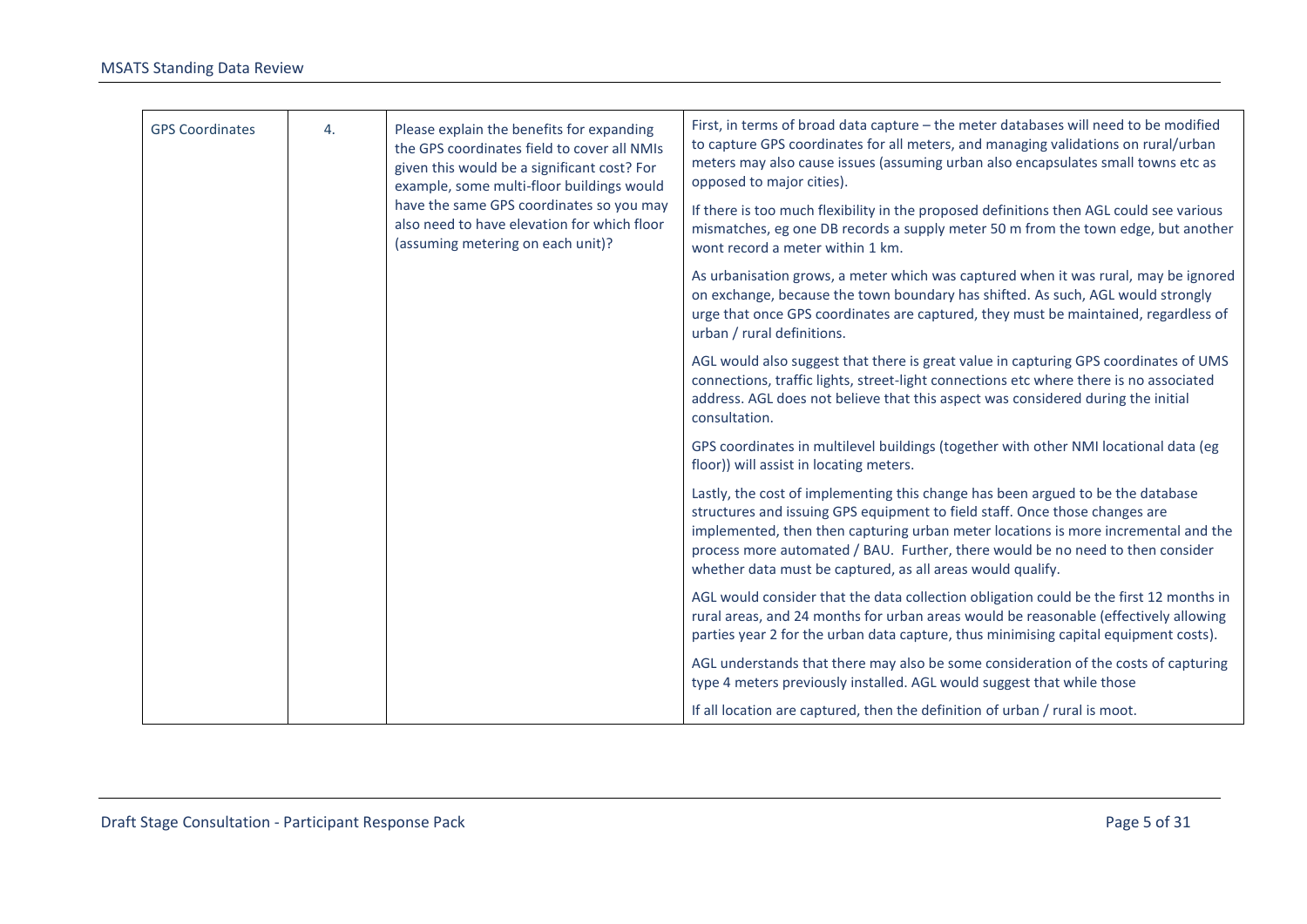| GPS Coordinates | 4. | Please explain the benefits for expanding the GPS coordinates field to cover all NMIs given this would be a significant cost? For example, some multi-floor buildings would have the same GPS coordinates so you may also need to have elevation for which floor (assuming metering on each unit)? | First, in terms of broad data capture – the meter databases will need to be modified to capture GPS coordinates for all meters, and managing validations on rural/urban meters may also cause issues (assuming urban also encapsulates small towns etc as opposed to major cities).<br><br>If there is too much flexibility in the proposed definitions then AGL could see various mismatches, eg one DB records a supply meter 50 m from the town edge, but another wont record a meter within 1 km.<br><br>As urbanisation grows, a meter which was captured when it was rural, may be ignored on exchange, because the town boundary has shifted. As such, AGL would strongly urge that once GPS coordinates are captured, they must be maintained, regardless of urban / rural definitions.<br><br>AGL would also suggest that there is great value in capturing GPS coordinates of UMS connections, traffic lights, street-light connections etc where there is no associated address. AGL does not believe that this aspect was considered during the initial consultation.<br><br>GPS coordinates in multilevel buildings (together with other NMI locational data (eg floor)) will assist in locating meters.<br><br>Lastly, the cost of implementing this change has been argued to be the database structures and issuing GPS equipment to field staff. Once those changes are implemented, then then capturing urban meter locations is more incremental and the process more automated / BAU. Further, there would be no need to then consider whether data must be captured, as all areas would qualify.<br><br>AGL would consider that the data collection obligation could be the first 12 months in rural areas, and 24 months for urban areas would be reasonable (effectively allowing parties year 2 for the urban data capture, thus minimising capital equipment costs).<br><br>AGL understands that there may also be some consideration of the costs of capturing type 4 meters previously installed. AGL would suggest that while those<br><br>If all location are captured, then the definition of urban / rural is moot. |
|---|---|---|---|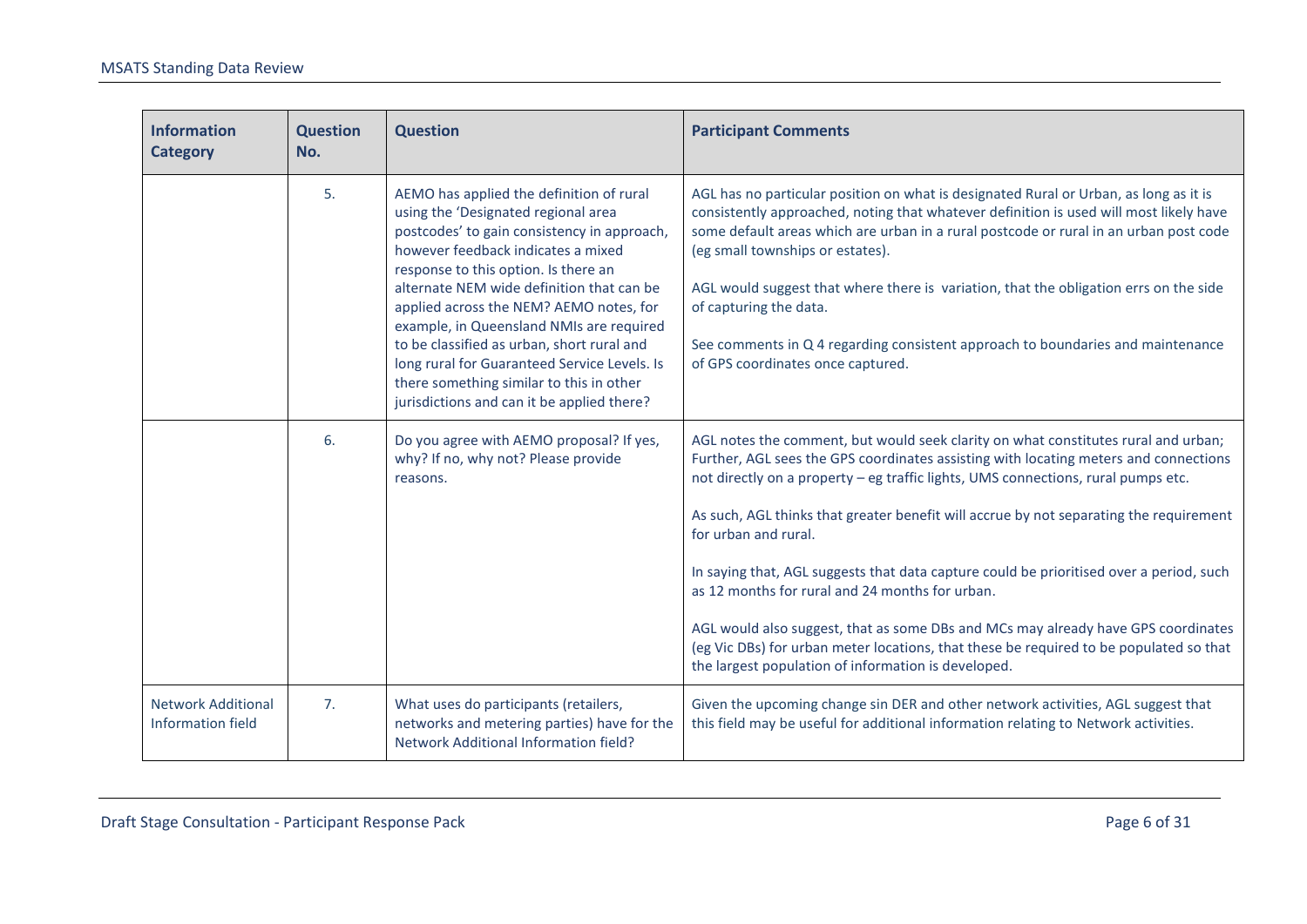| Information Category | Question No. | Question | Participant Comments |
|---|---|---|---|
| | 5. | AEMO has applied the definition of rural using the 'Designated regional area postcodes' to gain consistency in approach, however feedback indicates a mixed response to this option. Is there an alternate NEM wide definition that can be applied across the NEM? AEMO notes, for example, in Queensland NMIs are required to be classified as urban, short rural and long rural for Guaranteed Service Levels. Is there something similar to this in other jurisdictions and can it be applied there? | AGL has no particular position on what is designated Rural or Urban, as long as it is consistently approached, noting that whatever definition is used will most likely have some default areas which are urban in a rural postcode or rural in an urban post code (eg small townships or estates).<br><br>AGL would suggest that where there is variation, that the obligation errs on the side of capturing the data.<br><br>See comments in Q 4 regarding consistent approach to boundaries and maintenance of GPS coordinates once captured. |
| | 6. | Do you agree with AEMO proposal? If yes, why? If no, why not? Please provide reasons. | AGL notes the comment, but would seek clarity on what constitutes rural and urban; Further, AGL sees the GPS coordinates assisting with locating meters and connections not directly on a property – eg traffic lights, UMS connections, rural pumps etc.<br><br>As such, AGL thinks that greater benefit will accrue by not separating the requirement for urban and rural.<br><br>In saying that, AGL suggests that data capture could be prioritised over a period, such as 12 months for rural and 24 months for urban.<br><br>AGL would also suggest, that as some DBs and MCs may already have GPS coordinates (eg Vic DBs) for urban meter locations, that these be required to be populated so that the largest population of information is developed. |
| Network Additional Information field | 7. | What uses do participants (retailers, networks and metering parties) have for the Network Additional Information field? | Given the upcoming change sin DER and other network activities, AGL suggest that this field may be useful for additional information relating to Network activities. |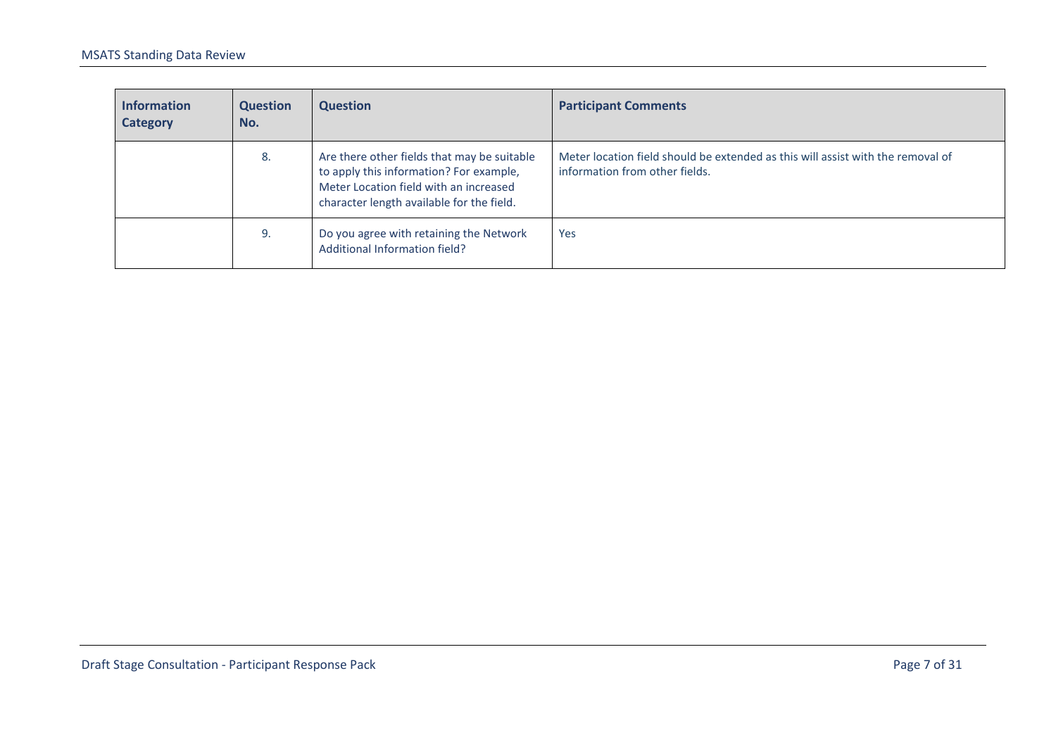| Information Category | Question No. | Question | Participant Comments |
| --- | --- | --- | --- |
| | 8. | Are there other fields that may be suitable to apply this information? For example, Meter Location field with an increased character length available for the field. | Meter location field should be extended as this will assist with the removal of information from other fields. |
| | 9. | Do you agree with retaining the Network Additional Information field? | Yes |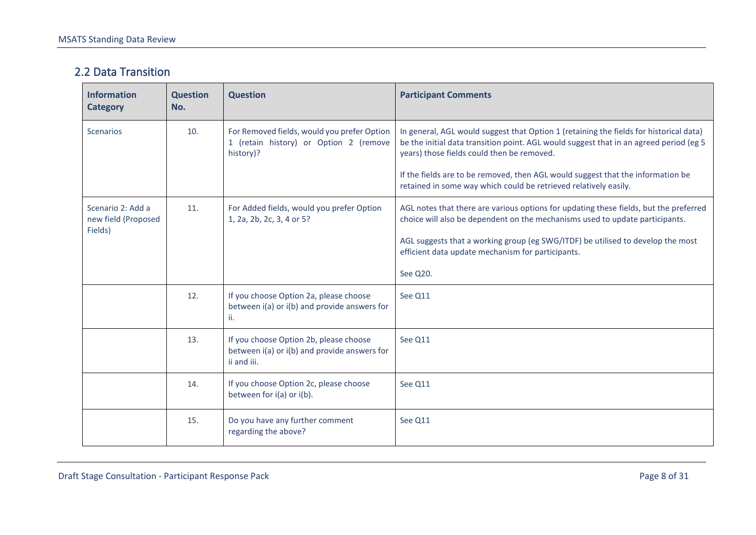## 2.2 Data Transition

| Information Category | Question No. | Question | Participant Comments |
|---|---|---|---|
| Scenarios | 10. | For Removed fields, would you prefer Option 1 (retain history) or Option 2 (remove history)? | In general, AGL would suggest that Option 1 (retaining the fields for historical data) be the initial data transition point. AGL would suggest that in an agreed period (eg 5 years) those fields could then be removed.<br><br>If the fields are to be removed, then AGL would suggest that the information be retained in some way which could be retrieved relatively easily. |
| Scenario 2: Add a new field (Proposed Fields) | 11. | For Added fields, would you prefer Option 1, 2a, 2b, 2c, 3, 4 or 5? | AGL notes that there are various options for updating these fields, but the preferred choice will also be dependent on the mechanisms used to update participants.<br><br>AGL suggests that a working group (eg SWG/ITDF) be utilised to develop the most efficient data update mechanism for participants.<br><br>See Q20. |
| | 12. | If you choose Option 2a, please choose between i(a) or i(b) and provide answers for ii. | See Q11 |
| | 13. | If you choose Option 2b, please choose between i(a) or i(b) and provide answers for ii and iii. | See Q11 |
| | 14. | If you choose Option 2c, please choose between for i(a) or i(b). | See Q11 |
| | 15. | Do you have any further comment regarding the above? | See Q11 |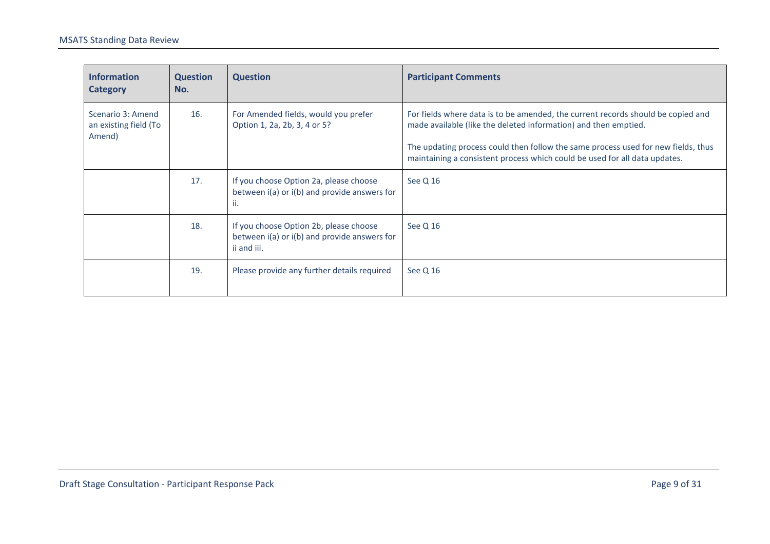| Information Category | Question No. | Question | Participant Comments |
|---|---|---|---|
| Scenario 3: Amend an existing field (To Amend) | 16. | For Amended fields, would you prefer Option 1, 2a, 2b, 3, 4 or 5? | For fields where data is to be amended, the current records should be copied and made available (like the deleted information) and then emptied.<br><br>The updating process could then follow the same process used for new fields, thus maintaining a consistent process which could be used for all data updates. |
| | 17. | If you choose Option 2a, please choose between i(a) or i(b) and provide answers for ii. | See Q 16 |
| | 18. | If you choose Option 2b, please choose between i(a) or i(b) and provide answers for ii and iii. | See Q 16 |
| | 19. | Please provide any further details required | See Q 16 |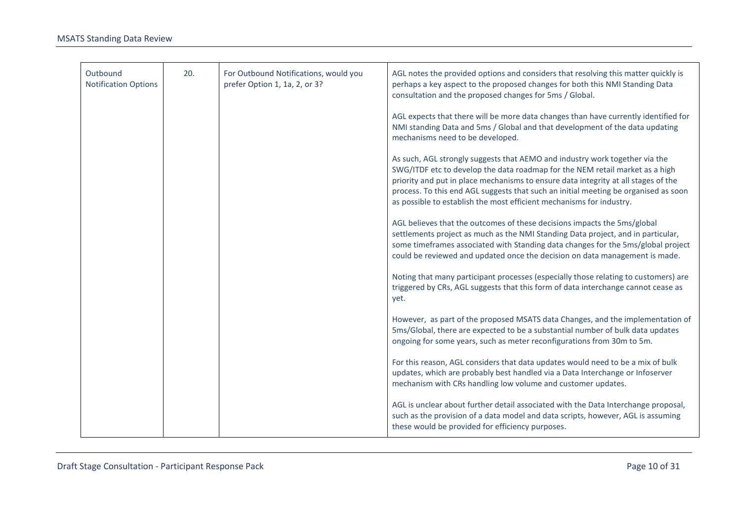| Outbound Notification Options | 20. | For Outbound Notifications, would you prefer Option 1, 1a, 2, or 3? | AGL notes the provided options and considers that resolving this matter quickly is perhaps a key aspect to the proposed changes for both this NMI Standing Data consultation and the proposed changes for 5ms / Global.<br><br>AGL expects that there will be more data changes than have currently identified for NMI standing Data and 5ms / Global and that development of the data updating mechanisms need to be developed.<br><br>As such, AGL strongly suggests that AEMO and industry work together via the SWG/ITDF etc to develop the data roadmap for the NEM retail market as a high priority and put in place mechanisms to ensure data integrity at all stages of the process. To this end AGL suggests that such an initial meeting be organised as soon as possible to establish the most efficient mechanisms for industry.<br><br>AGL believes that the outcomes of these decisions impacts the 5ms/global settlements project as much as the NMI Standing Data project, and in particular, some timeframes associated with Standing data changes for the 5ms/global project could be reviewed and updated once the decision on data management is made.<br><br>Noting that many participant processes (especially those relating to customers) are triggered by CRs, AGL suggests that this form of data interchange cannot cease as yet.<br><br>However, as part of the proposed MSATS data Changes, and the implementation of 5ms/Global, there are expected to be a substantial number of bulk data updates ongoing for some years, such as meter reconfigurations from 30m to 5m.<br><br>For this reason, AGL considers that data updates would need to be a mix of bulk updates, which are probably best handled via a Data Interchange or Infoserver mechanism with CRs handling low volume and customer updates.<br><br>AGL is unclear about further detail associated with the Data Interchange proposal, such as the provision of a data model and data scripts, however, AGL is assuming these would be provided for efficiency purposes. |
|---|---|---|---|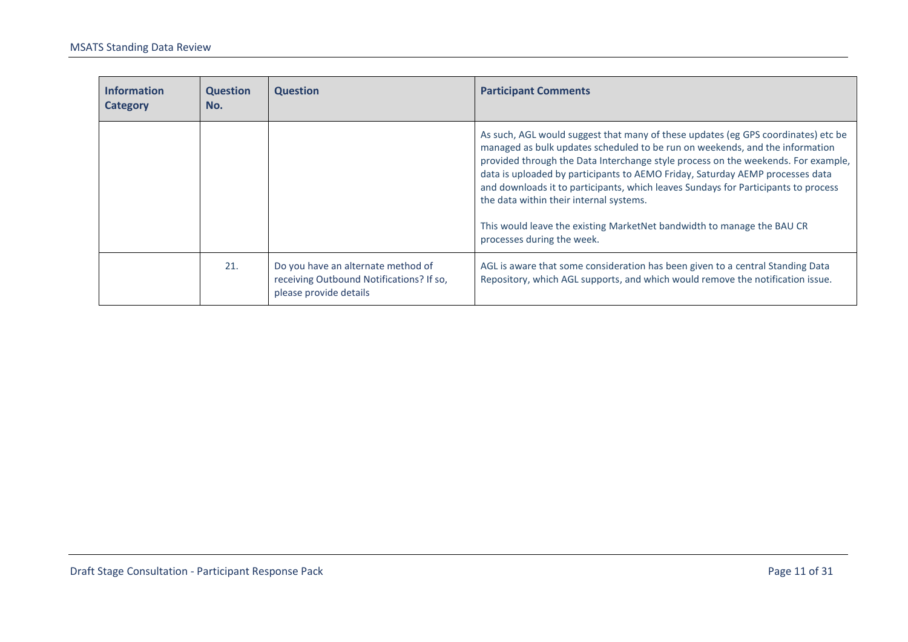| Information Category | Question No. | Question | Participant Comments |
|---|---|---|---|
| | | | As such, AGL would suggest that many of these updates (eg GPS coordinates) etc be managed as bulk updates scheduled to be run on weekends, and the information provided through the Data Interchange style process on the weekends. For example, data is uploaded by participants to AEMO Friday, Saturday AEMP processes data and downloads it to participants, which leaves Sundays for Participants to process the data within their internal systems.<br><br>This would leave the existing MarketNet bandwidth to manage the BAU CR processes during the week. |
| | 21. | Do you have an alternate method of receiving Outbound Notifications? If so, please provide details | AGL is aware that some consideration has been given to a central Standing Data Repository, which AGL supports, and which would remove the notification issue. |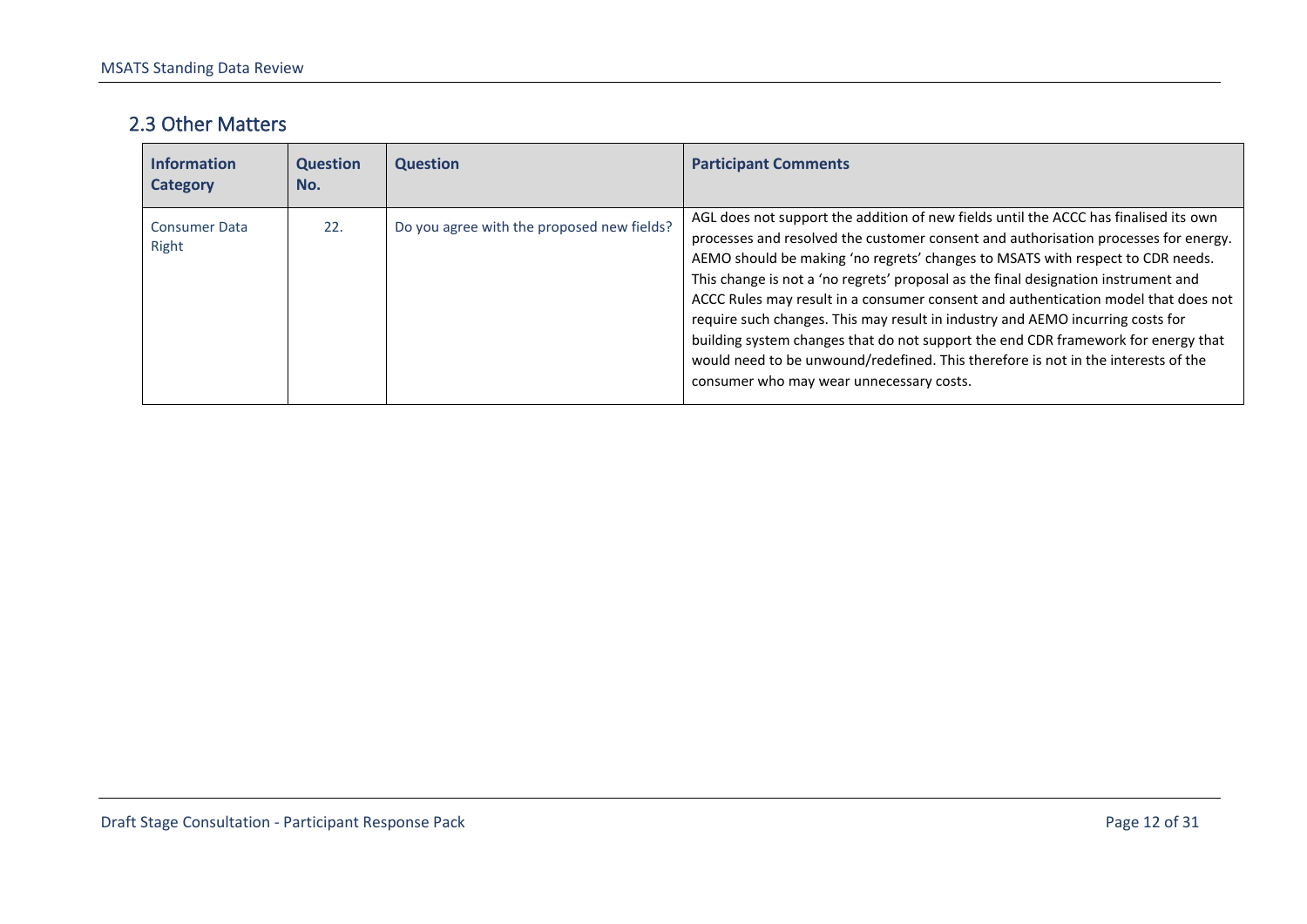## 2.3 Other Matters

| Information Category | Question No. | Question | Participant Comments |
| --- | --- | --- | --- |
| Consumer Data Right | 22. | Do you agree with the proposed new fields? | AGL does not support the addition of new fields until the ACCC has finalised its own processes and resolved the customer consent and authorisation processes for energy. AEMO should be making 'no regrets' changes to MSATS with respect to CDR needs. This change is not a 'no regrets' proposal as the final designation instrument and ACCC Rules may result in a consumer consent and authentication model that does not require such changes. This may result in industry and AEMO incurring costs for building system changes that do not support the end CDR framework for energy that would need to be unwound/redefined. This therefore is not in the interests of the consumer who may wear unnecessary costs. |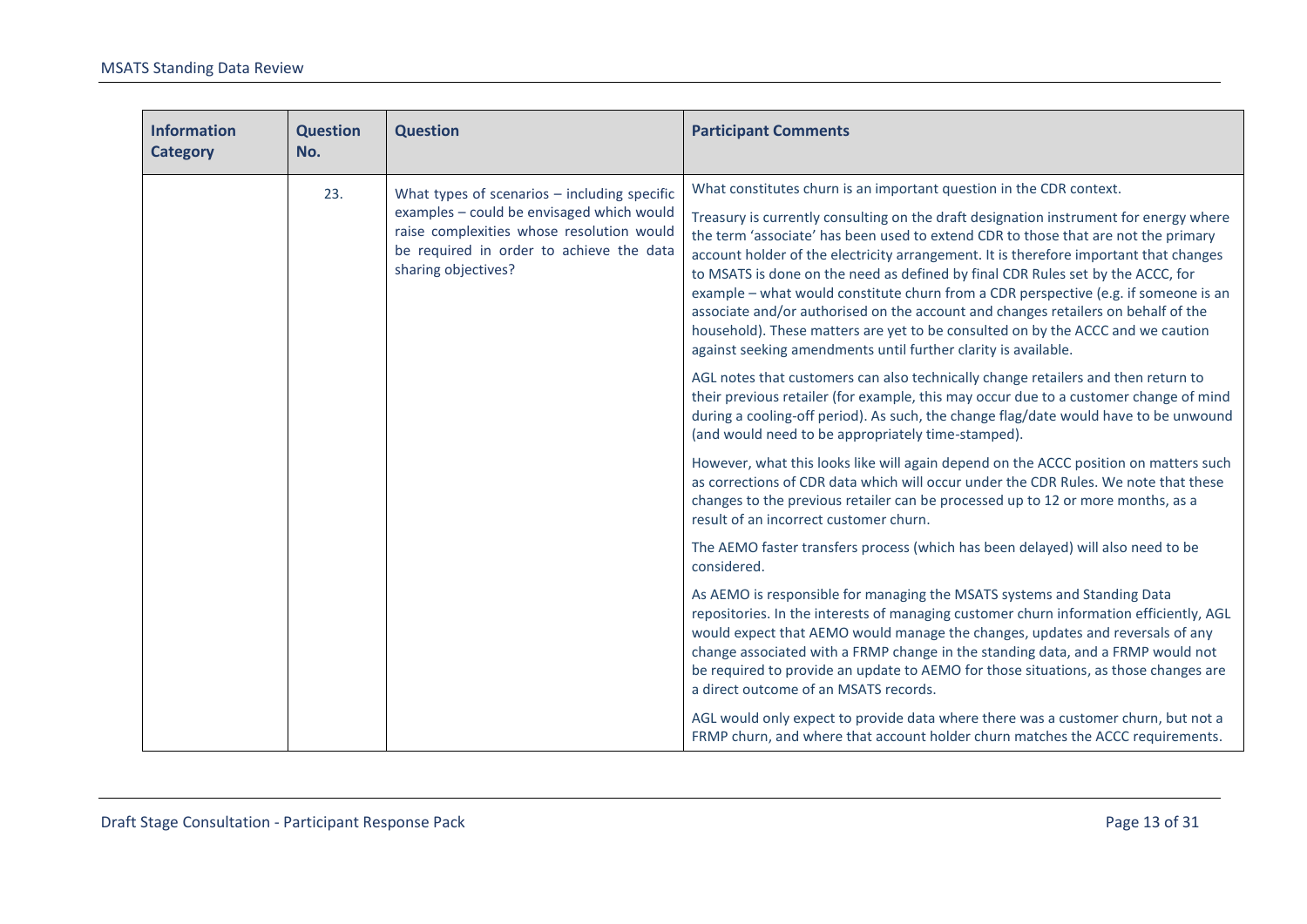| Information Category | Question No. | Question | Participant Comments |
|---|---|---|---|
| | 23. | What types of scenarios – including specific examples – could be envisaged which would raise complexities whose resolution would be required in order to achieve the data sharing objectives? | What constitutes churn is an important question in the CDR context.<br><br>Treasury is currently consulting on the draft designation instrument for energy where the term 'associate' has been used to extend CDR to those that are not the primary account holder of the electricity arrangement. It is therefore important that changes to MSATS is done on the need as defined by final CDR Rules set by the ACCC, for example – what would constitute churn from a CDR perspective (e.g. if someone is an associate and/or authorised on the account and changes retailers on behalf of the household). These matters are yet to be consulted on by the ACCC and we caution against seeking amendments until further clarity is available.<br><br>AGL notes that customers can also technically change retailers and then return to their previous retailer (for example, this may occur due to a customer change of mind during a cooling-off period). As such, the change flag/date would have to be unwound (and would need to be appropriately time-stamped).<br><br>However, what this looks like will again depend on the ACCC position on matters such as corrections of CDR data which will occur under the CDR Rules. We note that these changes to the previous retailer can be processed up to 12 or more months, as a result of an incorrect customer churn.<br><br>The AEMO faster transfers process (which has been delayed) will also need to be considered.<br><br>As AEMO is responsible for managing the MSATS systems and Standing Data repositories. In the interests of managing customer churn information efficiently, AGL would expect that AEMO would manage the changes, updates and reversals of any change associated with a FRMP change in the standing data, and a FRMP would not be required to provide an update to AEMO for those situations, as those changes are a direct outcome of an MSATS records.<br><br>AGL would only expect to provide data where there was a customer churn, but not a FRMP churn, and where that account holder churn matches the ACCC requirements. |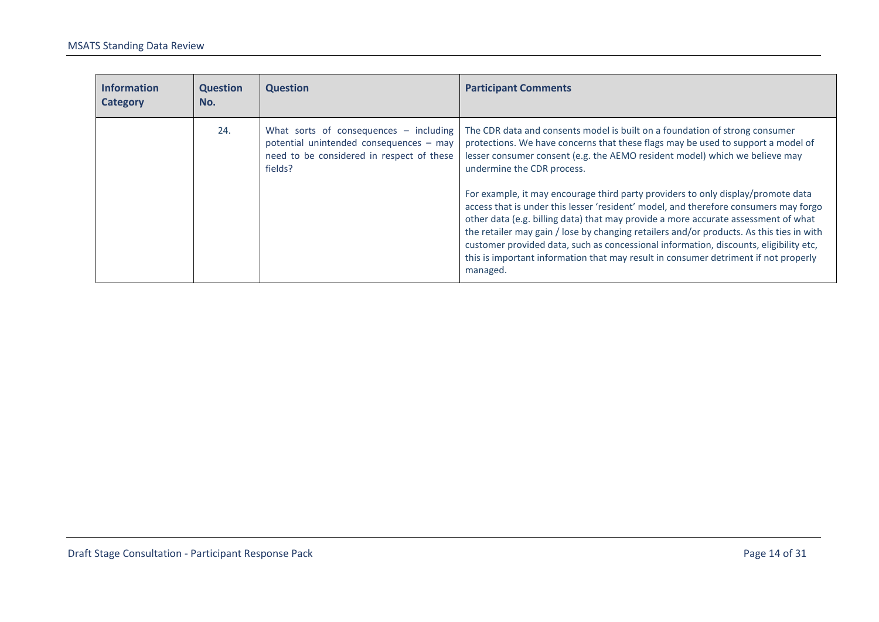| Information Category | Question No. | Question | Participant Comments |
|---|---|---|---|
| | 24. | What sorts of consequences – including potential unintended consequences – may need to be considered in respect of these fields? | The CDR data and consents model is built on a foundation of strong consumer protections. We have concerns that these flags may be used to support a model of lesser consumer consent (e.g. the AEMO resident model) which we believe may undermine the CDR process.<br><br>For example, it may encourage third party providers to only display/promote data access that is under this lesser 'resident' model, and therefore consumers may forgo other data (e.g. billing data) that may provide a more accurate assessment of what the retailer may gain / lose by changing retailers and/or products. As this ties in with customer provided data, such as concessional information, discounts, eligibility etc, this is important information that may result in consumer detriment if not properly managed. |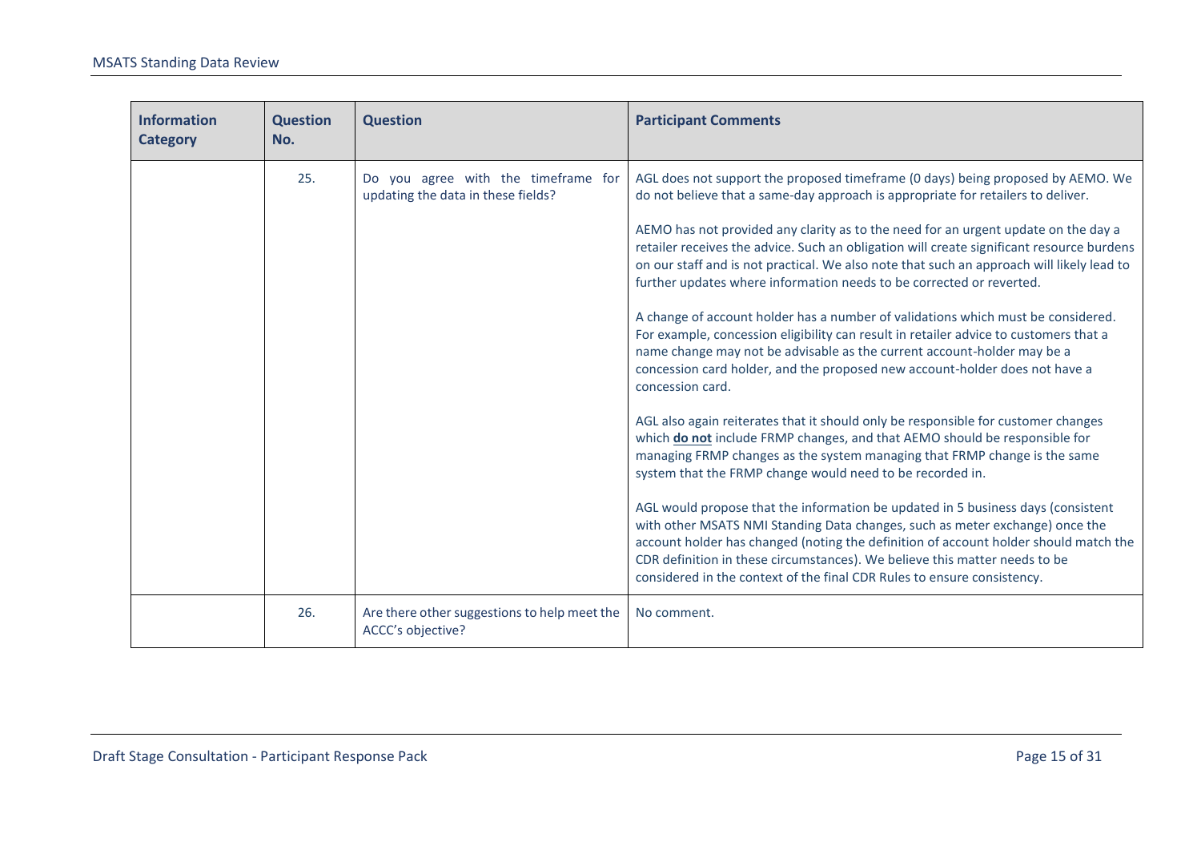| Information Category | Question No. | Question | Participant Comments |
|---|---|---|---|
| | 25. | Do you agree with the timeframe for updating the data in these fields? | AGL does not support the proposed timeframe (0 days) being proposed by AEMO. We do not believe that a same-day approach is appropriate for retailers to deliver.<br><br>AEMO has not provided any clarity as to the need for an urgent update on the day a retailer receives the advice. Such an obligation will create significant resource burdens on our staff and is not practical. We also note that such an approach will likely lead to further updates where information needs to be corrected or reverted.<br><br>A change of account holder has a number of validations which must be considered. For example, concession eligibility can result in retailer advice to customers that a name change may not be advisable as the current account-holder may be a concession card holder, and the proposed new account-holder does not have a concession card.<br><br>AGL also again reiterates that it should only be responsible for customer changes which **do not** include FRMP changes, and that AEMO should be responsible for managing FRMP changes as the system managing that FRMP change is the same system that the FRMP change would need to be recorded in.<br><br>AGL would propose that the information be updated in 5 business days (consistent with other MSATS NMI Standing Data changes, such as meter exchange) once the account holder has changed (noting the definition of account holder should match the CDR definition in these circumstances). We believe this matter needs to be considered in the context of the final CDR Rules to ensure consistency. |
| | 26. | Are there other suggestions to help meet the ACCC's objective? | No comment. |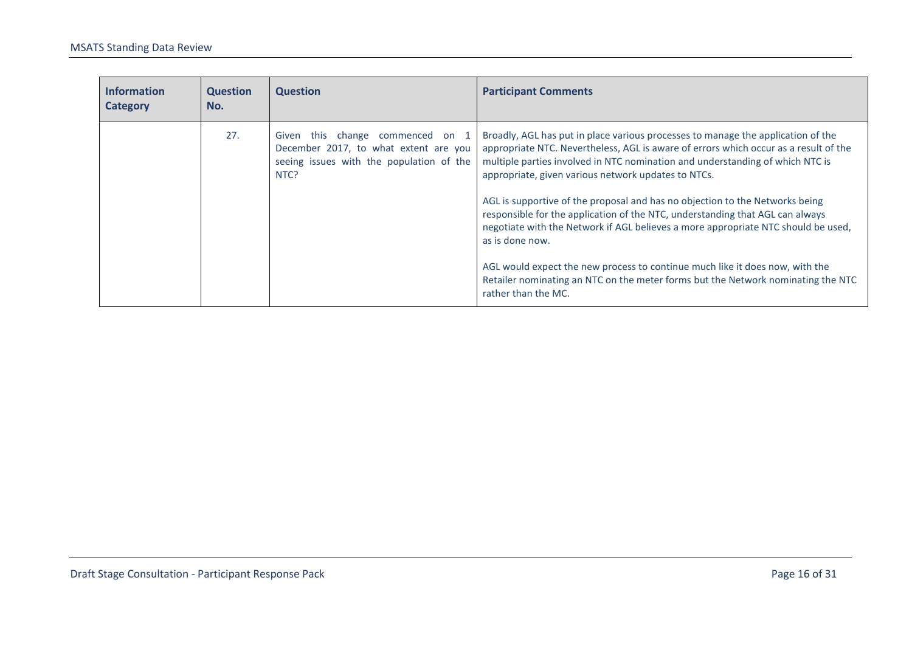| Information Category | Question No. | Question | Participant Comments |
| --- | --- | --- | --- |
| | 27. | Given this change commenced on 1 December 2017, to what extent are you seeing issues with the population of the NTC? | Broadly, AGL has put in place various processes to manage the application of the appropriate NTC. Nevertheless, AGL is aware of errors which occur as a result of the multiple parties involved in NTC nomination and understanding of which NTC is appropriate, given various network updates to NTCs.<br><br>AGL is supportive of the proposal and has no objection to the Networks being responsible for the application of the NTC, understanding that AGL can always negotiate with the Network if AGL believes a more appropriate NTC should be used, as is done now.<br><br>AGL would expect the new process to continue much like it does now, with the Retailer nominating an NTC on the meter forms but the Network nominating the NTC rather than the MC. |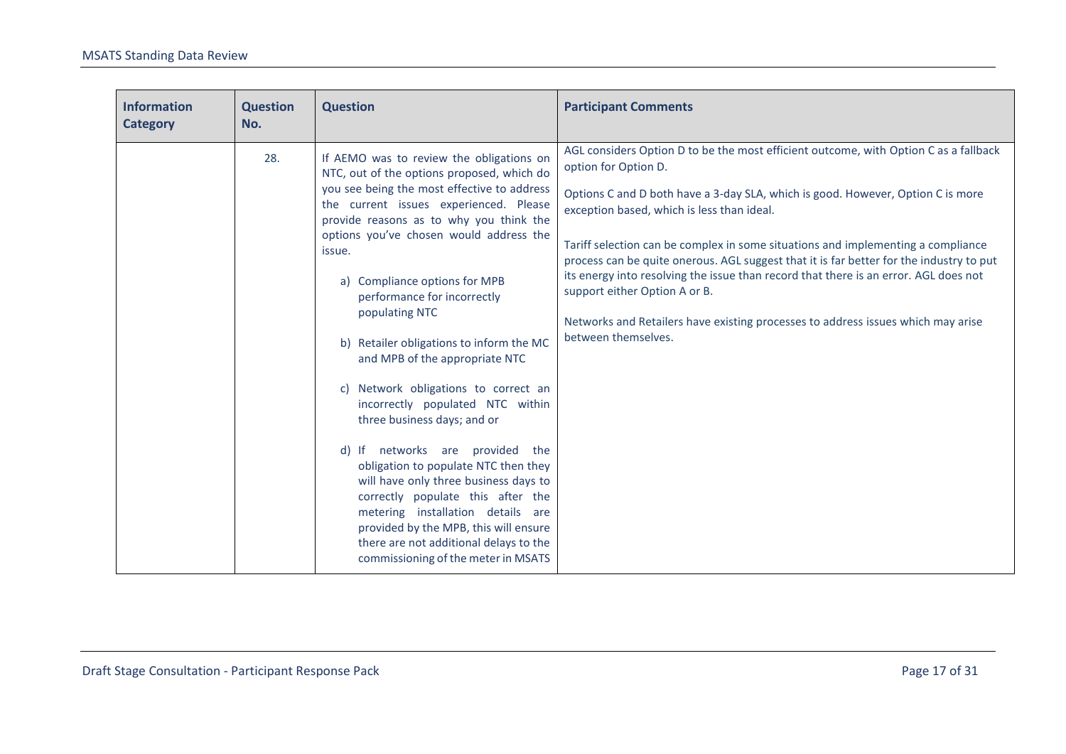| Information Category | Question No. | Question | Participant Comments |
|---|---|---|---|
| | 28. | If AEMO was to review the obligations on NTC, out of the options proposed, which do you see being the most effective to address the current issues experienced. Please provide reasons as to why you think the options you've chosen would address the issue.<br><br>a) Compliance options for MPB performance for incorrectly populating NTC<br><br>b) Retailer obligations to inform the MC and MPB of the appropriate NTC<br><br>c) Network obligations to correct an incorrectly populated NTC within three business days; and or<br><br>d) If networks are provided the obligation to populate NTC then they will have only three business days to correctly populate this after the metering installation details are provided by the MPB, this will ensure there are not additional delays to the commissioning of the meter in MSATS | AGL considers Option D to be the most efficient outcome, with Option C as a fallback option for Option D.<br><br>Options C and D both have a 3-day SLA, which is good. However, Option C is more exception based, which is less than ideal.<br><br>Tariff selection can be complex in some situations and implementing a compliance process can be quite onerous. AGL suggest that it is far better for the industry to put its energy into resolving the issue than record that there is an error. AGL does not support either Option A or B.<br><br>Networks and Retailers have existing processes to address issues which may arise between themselves. |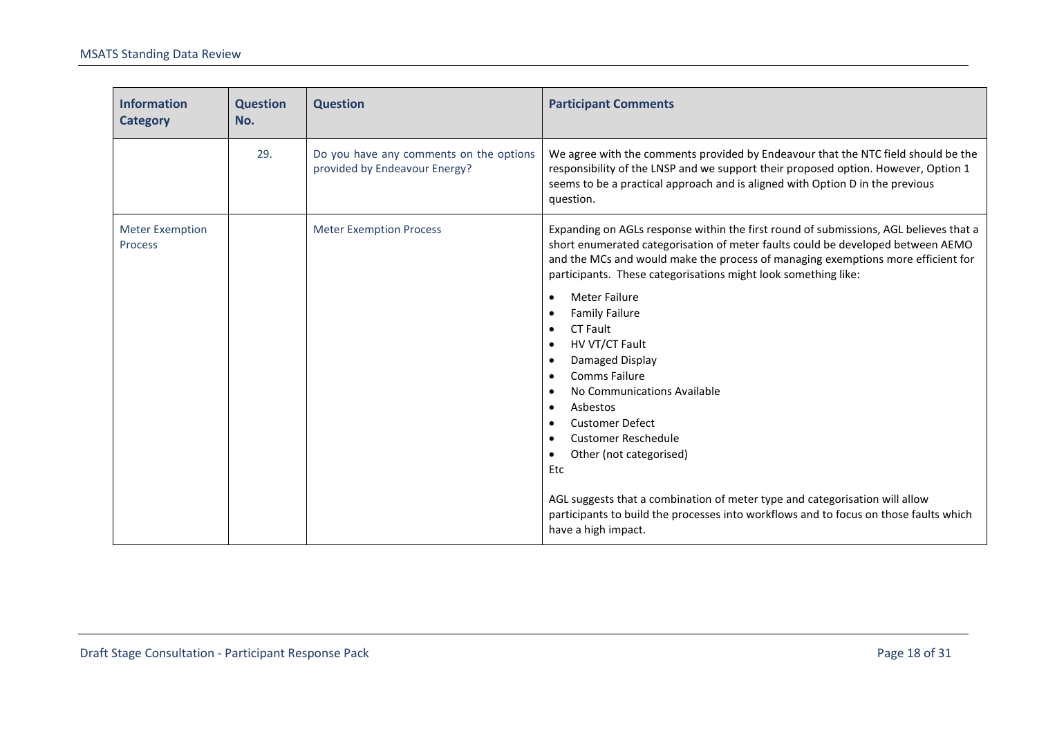| Information Category | Question No. | Question | Participant Comments |
|---|---|---|---|
| | 29. | Do you have any comments on the options provided by Endeavour Energy? | We agree with the comments provided by Endeavour that the NTC field should be the responsibility of the LNSP and we support their proposed option. However, Option 1 seems to be a practical approach and is aligned with Option D in the previous question. |
| Meter Exemption Process | | Meter Exemption Process | Expanding on AGLs response within the first round of submissions, AGL believes that a short enumerated categorisation of meter faults could be developed between AEMO and the MCs and would make the process of managing exemptions more efficient for participants. These categorisations might look something like:<br><br>• Meter Failure<br>• Family Failure<br>• CT Fault<br>• HV VT/CT Fault<br>• Damaged Display<br>• Comms Failure<br>• No Communications Available<br>• Asbestos<br>• Customer Defect<br>• Customer Reschedule<br>• Other (not categorised)<br>Etc<br><br>AGL suggests that a combination of meter type and categorisation will allow participants to build the processes into workflows and to focus on those faults which have a high impact. |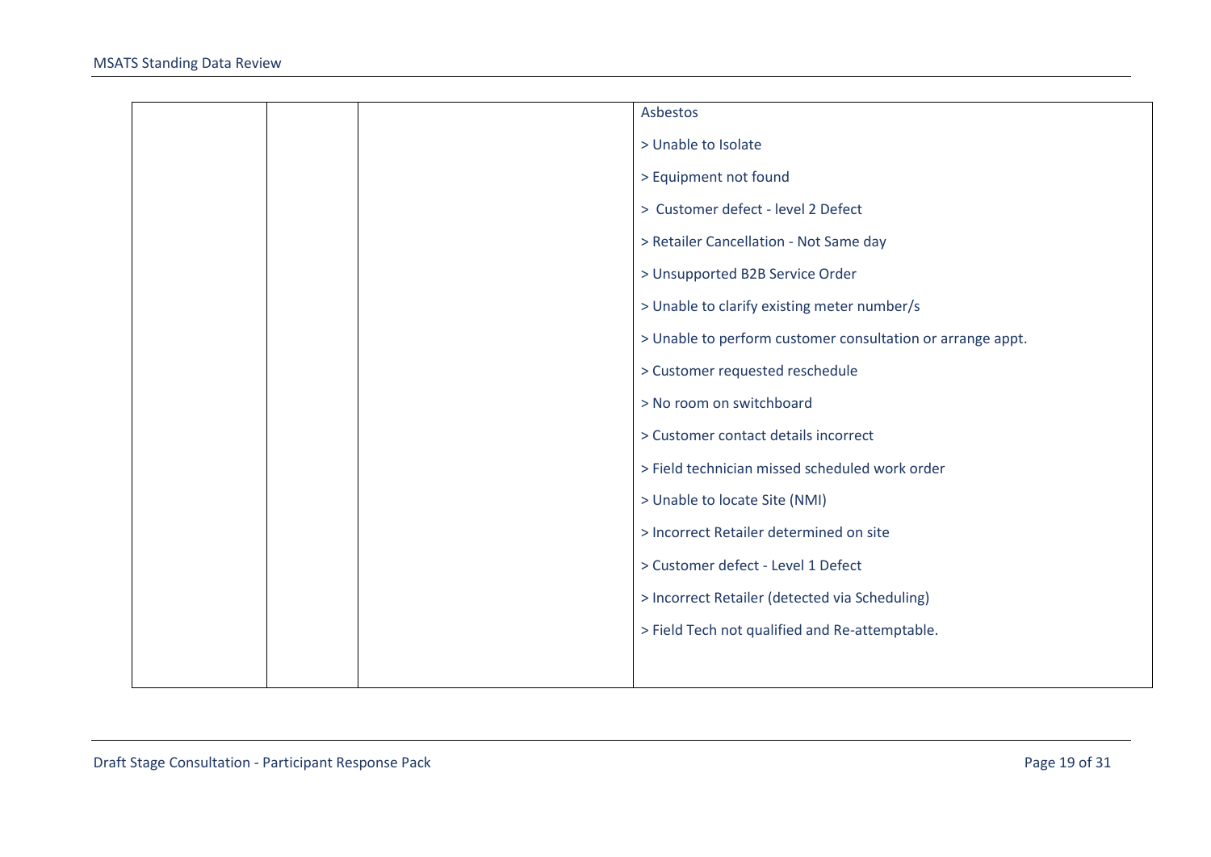|  |  |  | Asbestos<br>> Unable to Isolate<br>> Equipment not found<br>>  Customer defect - level 2 Defect<br>> Retailer Cancellation - Not Same day<br>> Unsupported B2B Service Order<br>> Unable to clarify existing meter number/s<br>> Unable to perform customer consultation or arrange appt.<br>> Customer requested reschedule<br>> No room on switchboard<br>> Customer contact details incorrect<br>> Field technician missed scheduled work order<br>> Unable to locate Site (NMI)<br>> Incorrect Retailer determined on site<br>> Customer defect - Level 1 Defect<br>> Incorrect Retailer (detected via Scheduling)<br>> Field Tech not qualified and Re-attemptable. |
|---|---|---|---|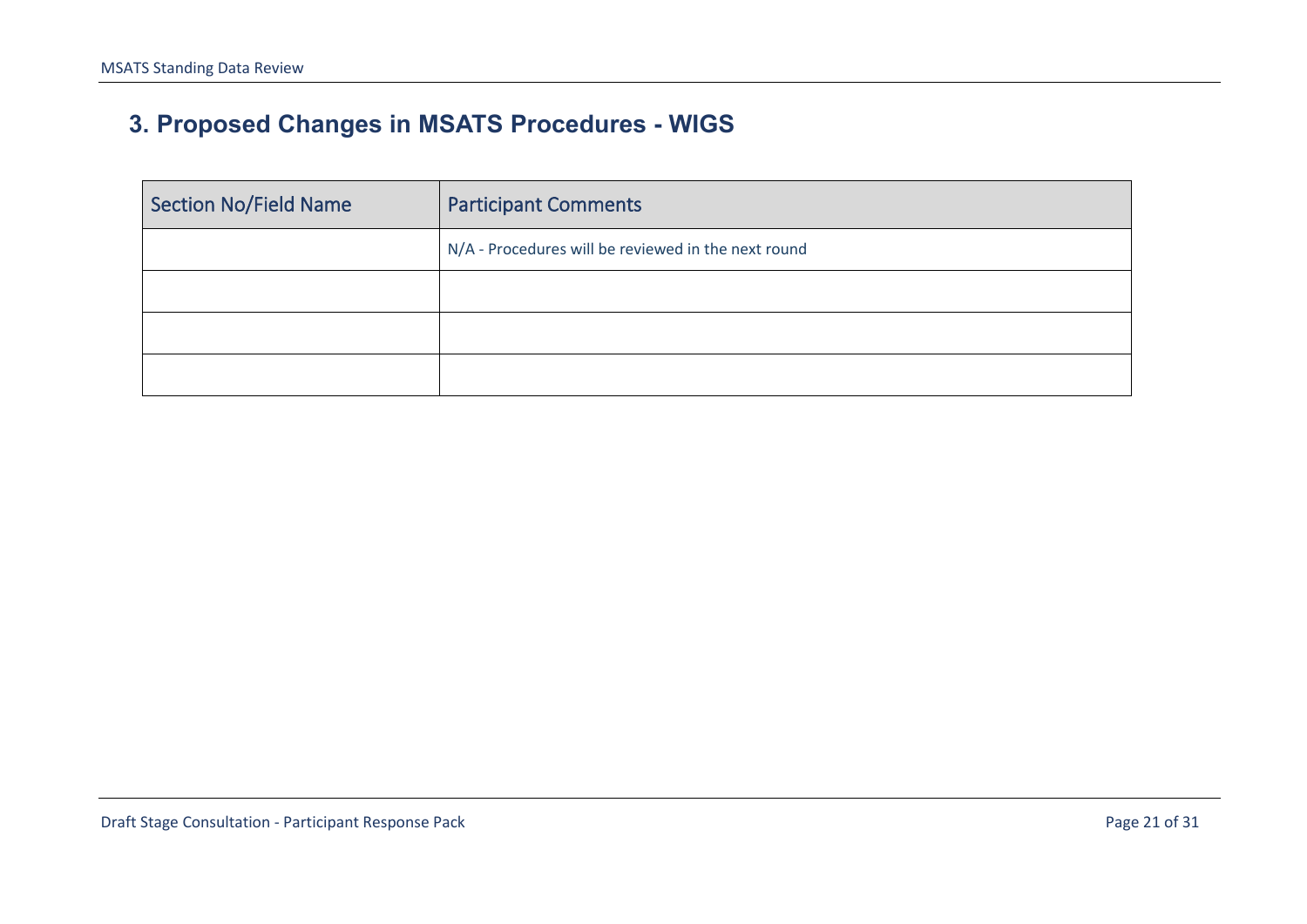## 3. Proposed Changes in MSATS Procedures - WIGS

| Section No/Field Name | Participant Comments |
|---|---|
| | N/A - Procedures will be reviewed in the next round |
| | |
| | |
| | |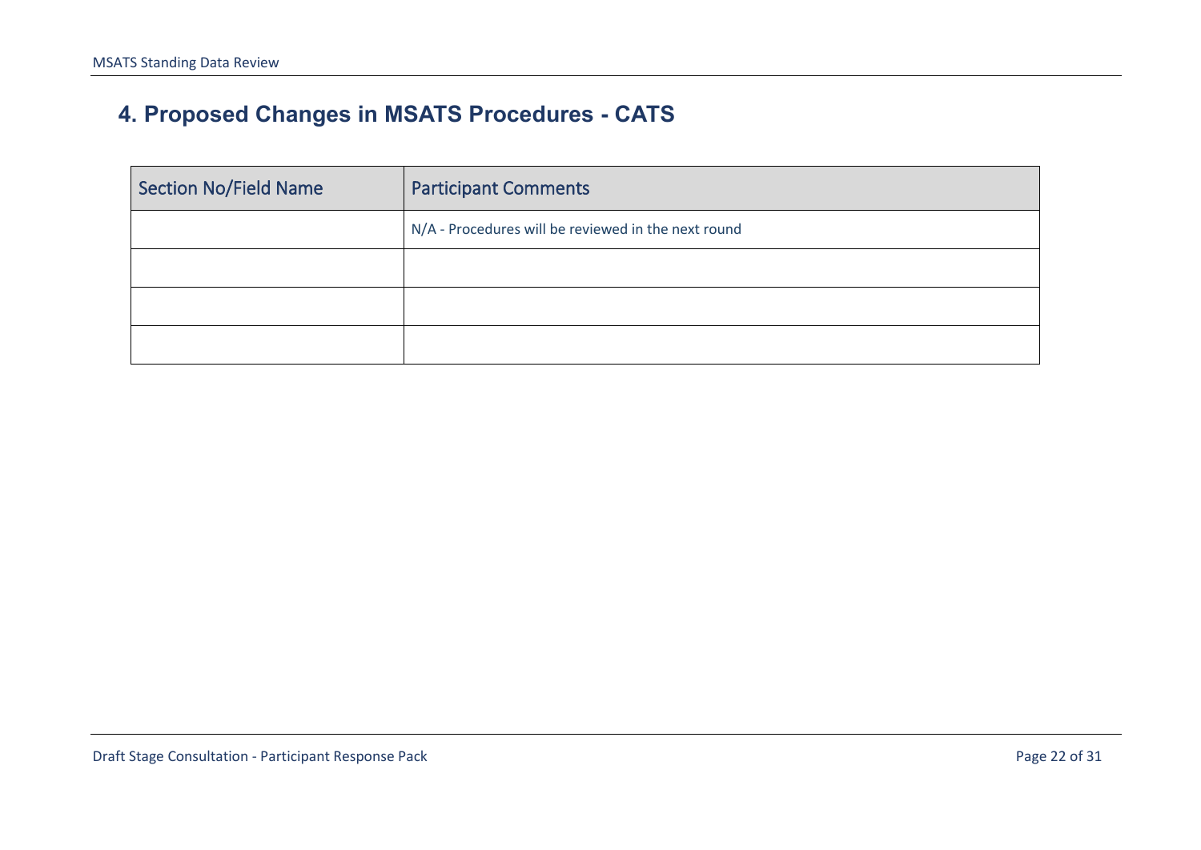## 4. Proposed Changes in MSATS Procedures - CATS

| Section No/Field Name | Participant Comments |
| --- | --- |
| | N/A - Procedures will be reviewed in the next round |
| | |
| | |
| | |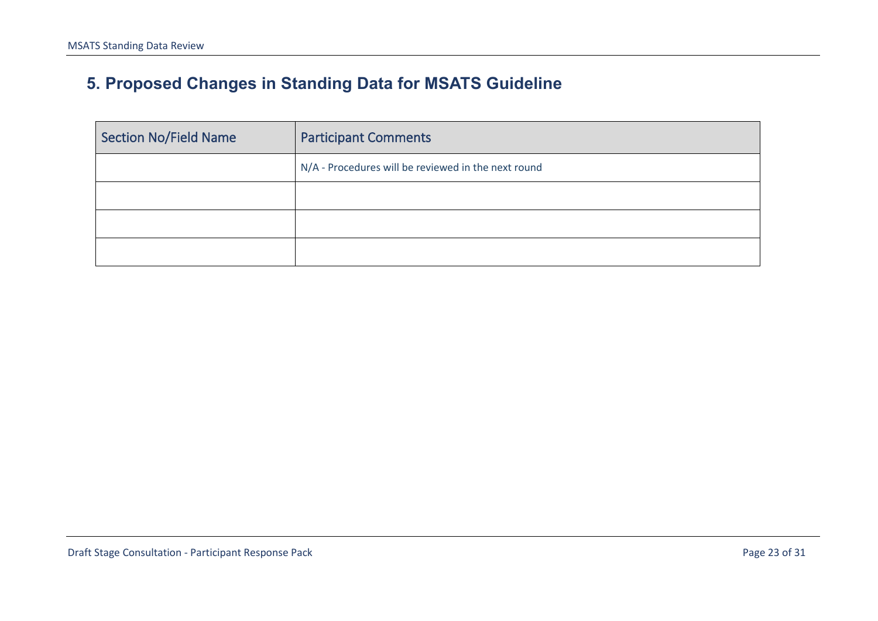## 5. Proposed Changes in Standing Data for MSATS Guideline

| Section No/Field Name | Participant Comments |
| --- | --- |
| | N/A - Procedures will be reviewed in the next round |
| | |
| | |
| | |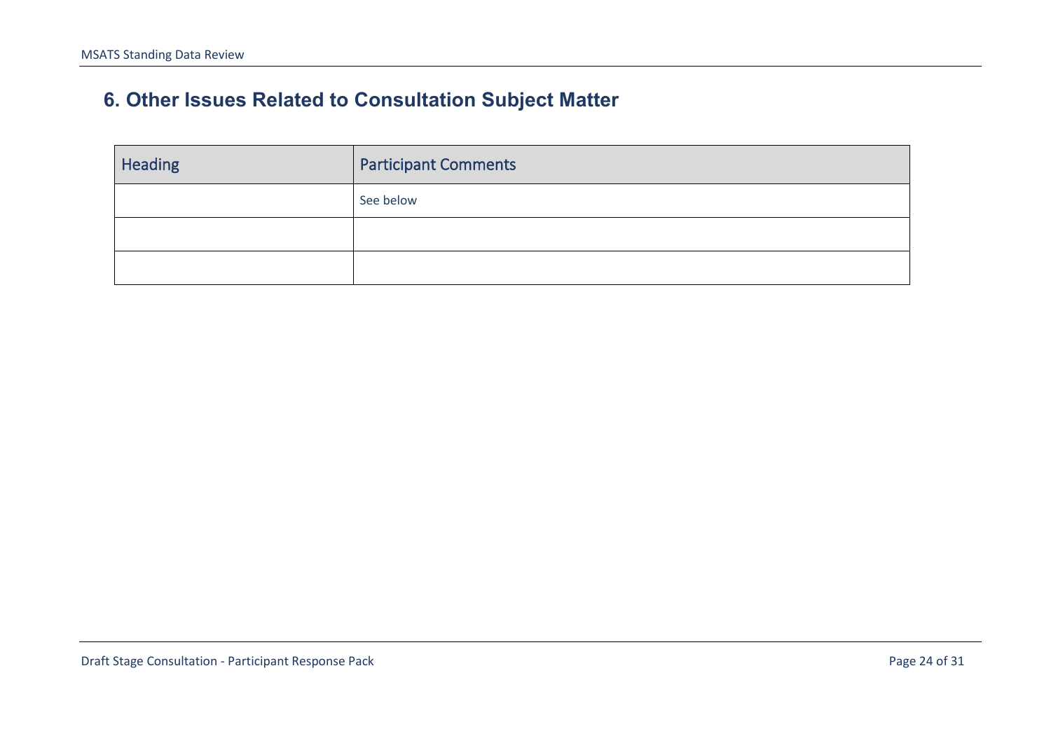## 6. Other Issues Related to Consultation Subject Matter

| Heading | Participant Comments |
| --- | --- |
| | See below |
| | |
| | |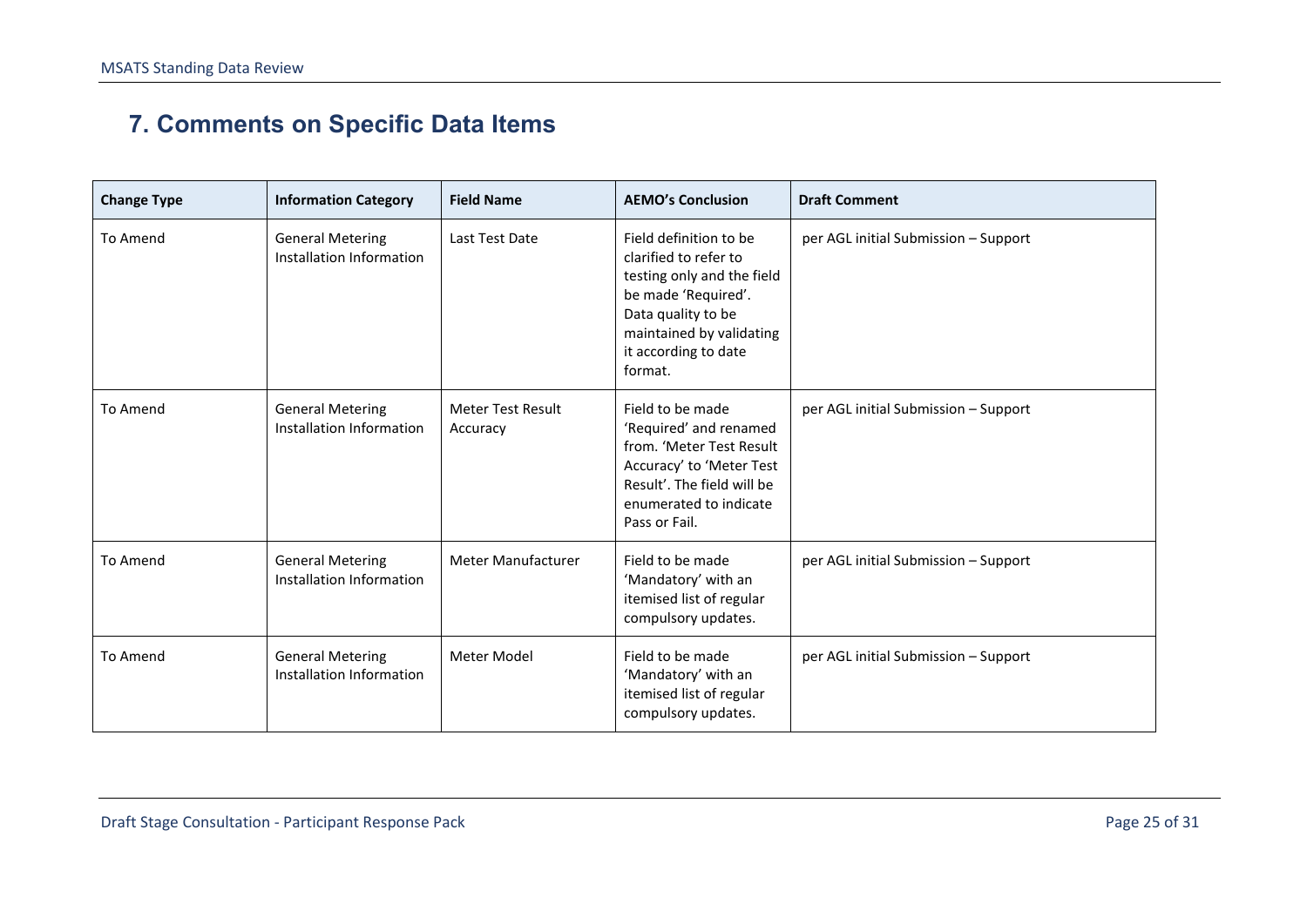# 7. Comments on Specific Data Items

| Change Type | Information Category | Field Name | AEMO's Conclusion | Draft Comment |
|---|---|---|---|---|
| To Amend | General Metering Installation Information | Last Test Date | Field definition to be clarified to refer to testing only and the field be made 'Required'. Data quality to be maintained by validating it according to date format. | per AGL initial Submission – Support |
| To Amend | General Metering Installation Information | Meter Test Result Accuracy | Field to be made 'Required' and renamed from. 'Meter Test Result Accuracy' to 'Meter Test Result'. The field will be enumerated to indicate Pass or Fail. | per AGL initial Submission – Support |
| To Amend | General Metering Installation Information | Meter Manufacturer | Field to be made 'Mandatory' with an itemised list of regular compulsory updates. | per AGL initial Submission – Support |
| To Amend | General Metering Installation Information | Meter Model | Field to be made 'Mandatory' with an itemised list of regular compulsory updates. | per AGL initial Submission – Support |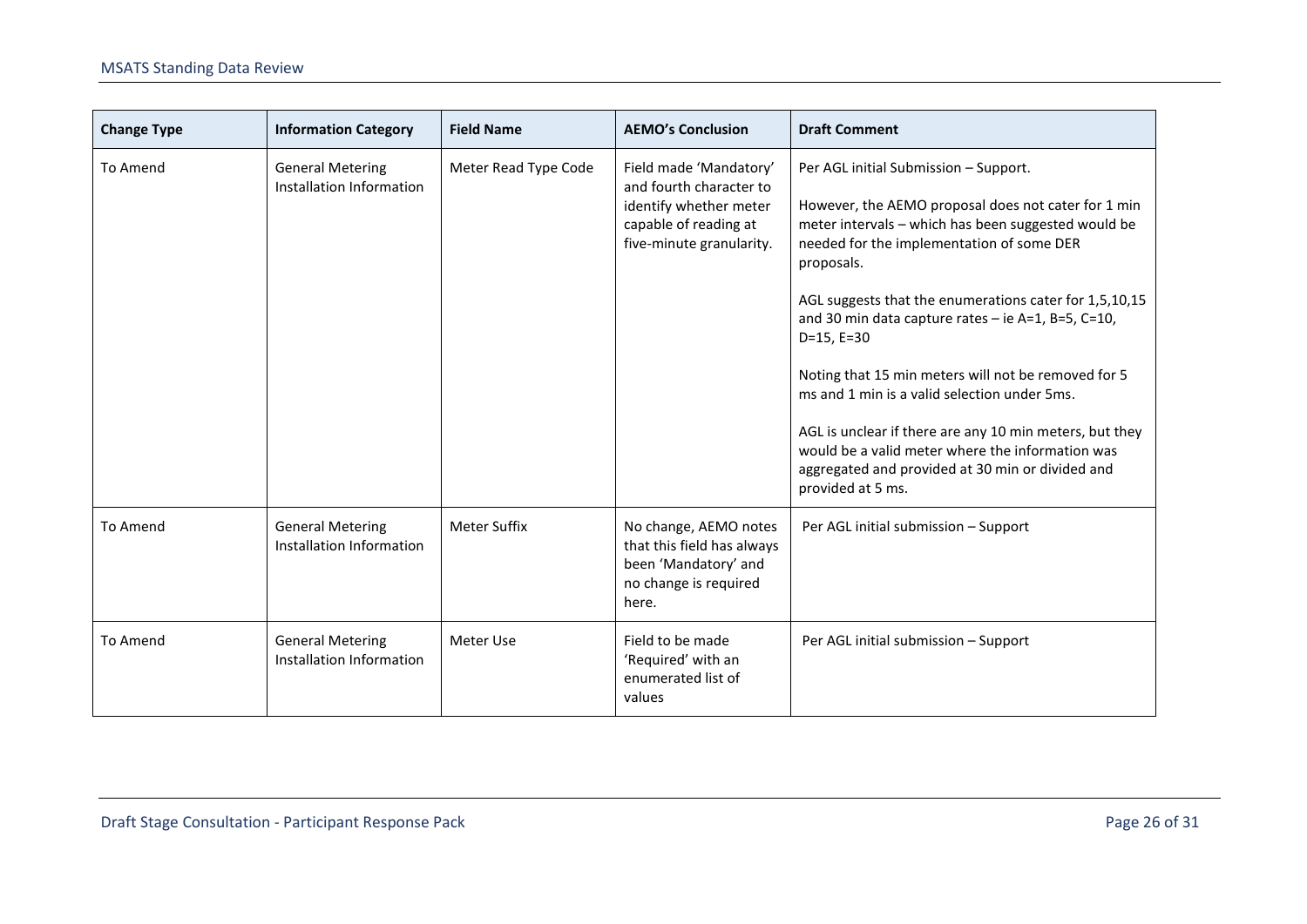| Change Type | Information Category | Field Name | AEMO's Conclusion | Draft Comment |
|---|---|---|---|---|
| To Amend | General Metering Installation Information | Meter Read Type Code | Field made 'Mandatory' and fourth character to identify whether meter capable of reading at five-minute granularity. | Per AGL initial Submission – Support.<br><br>However, the AEMO proposal does not cater for 1 min meter intervals – which has been suggested would be needed for the implementation of some DER proposals.<br><br>AGL suggests that the enumerations cater for 1,5,10,15 and 30 min data capture rates – ie A=1, B=5, C=10, D=15, E=30<br><br>Noting that 15 min meters will not be removed for 5 ms and 1 min is a valid selection under 5ms.<br><br>AGL is unclear if there are any 10 min meters, but they would be a valid meter where the information was aggregated and provided at 30 min or divided and provided at 5 ms. |
| To Amend | General Metering Installation Information | Meter Suffix | No change, AEMO notes that this field has always been 'Mandatory' and no change is required here. | Per AGL initial submission – Support |
| To Amend | General Metering Installation Information | Meter Use | Field to be made 'Required' with an enumerated list of values | Per AGL initial submission – Support |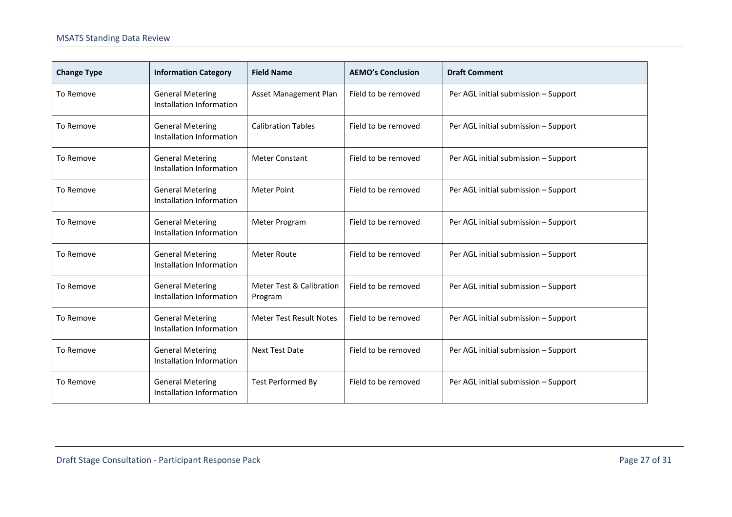| Change Type | Information Category | Field Name | AEMO's Conclusion | Draft Comment |
|---|---|---|---|---|
| To Remove | General Metering Installation Information | Asset Management Plan | Field to be removed | Per AGL initial submission – Support |
| To Remove | General Metering Installation Information | Calibration Tables | Field to be removed | Per AGL initial submission – Support |
| To Remove | General Metering Installation Information | Meter Constant | Field to be removed | Per AGL initial submission – Support |
| To Remove | General Metering Installation Information | Meter Point | Field to be removed | Per AGL initial submission – Support |
| To Remove | General Metering Installation Information | Meter Program | Field to be removed | Per AGL initial submission – Support |
| To Remove | General Metering Installation Information | Meter Route | Field to be removed | Per AGL initial submission – Support |
| To Remove | General Metering Installation Information | Meter Test & Calibration Program | Field to be removed | Per AGL initial submission – Support |
| To Remove | General Metering Installation Information | Meter Test Result Notes | Field to be removed | Per AGL initial submission – Support |
| To Remove | General Metering Installation Information | Next Test Date | Field to be removed | Per AGL initial submission – Support |
| To Remove | General Metering Installation Information | Test Performed By | Field to be removed | Per AGL initial submission – Support |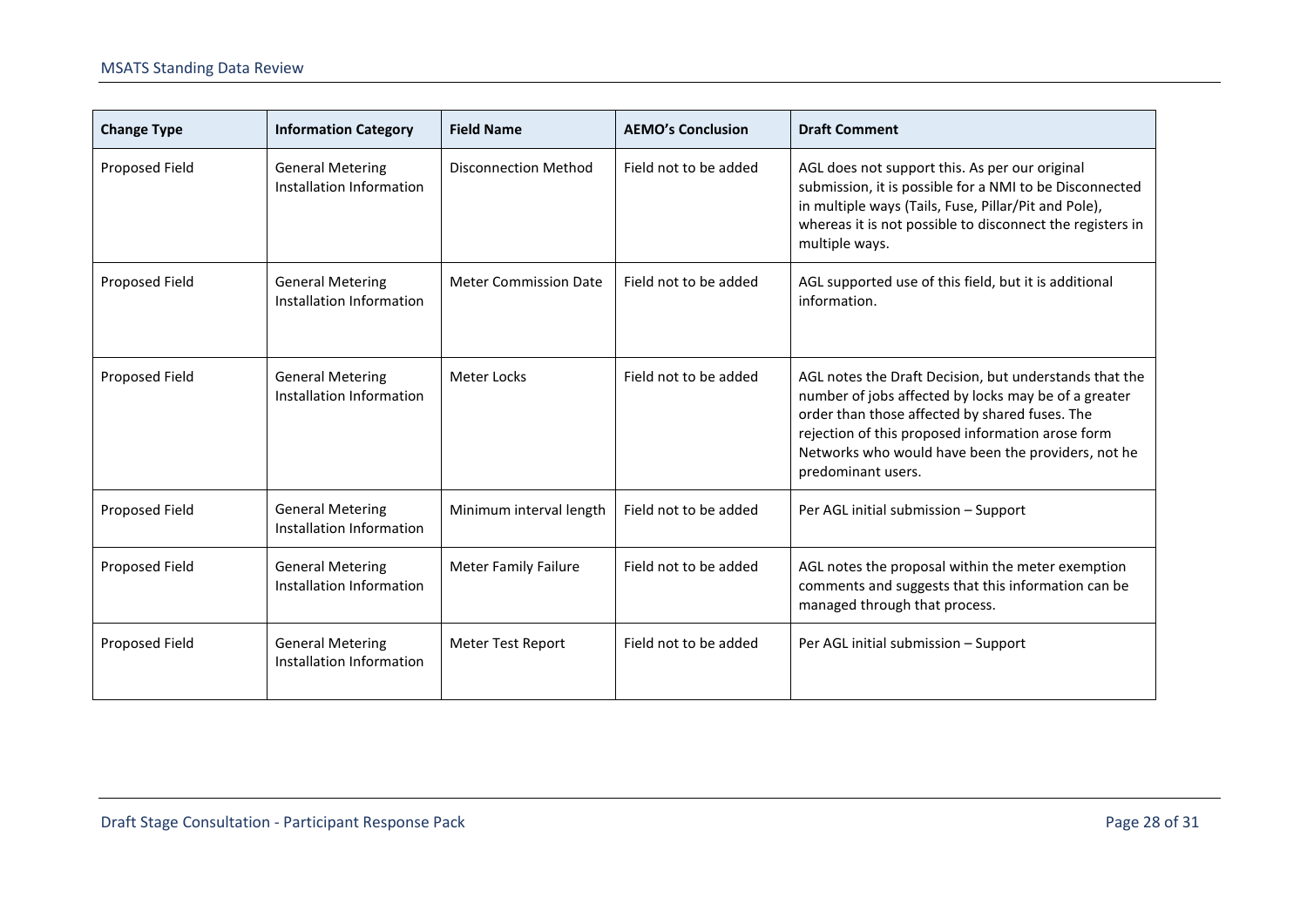| Change Type | Information Category | Field Name | AEMO's Conclusion | Draft Comment |
|---|---|---|---|---|
| Proposed Field | General Metering Installation Information | Disconnection Method | Field not to be added | AGL does not support this. As per our original submission, it is possible for a NMI to be Disconnected in multiple ways (Tails, Fuse, Pillar/Pit and Pole), whereas it is not possible to disconnect the registers in multiple ways. |
| Proposed Field | General Metering Installation Information | Meter Commission Date | Field not to be added | AGL supported use of this field, but it is additional information. |
| Proposed Field | General Metering Installation Information | Meter Locks | Field not to be added | AGL notes the Draft Decision, but understands that the number of jobs affected by locks may be of a greater order than those affected by shared fuses. The rejection of this proposed information arose form Networks who would have been the providers, not he predominant users. |
| Proposed Field | General Metering Installation Information | Minimum interval length | Field not to be added | Per AGL initial submission – Support |
| Proposed Field | General Metering Installation Information | Meter Family Failure | Field not to be added | AGL notes the proposal within the meter exemption comments and suggests that this information can be managed through that process. |
| Proposed Field | General Metering Installation Information | Meter Test Report | Field not to be added | Per AGL initial submission – Support |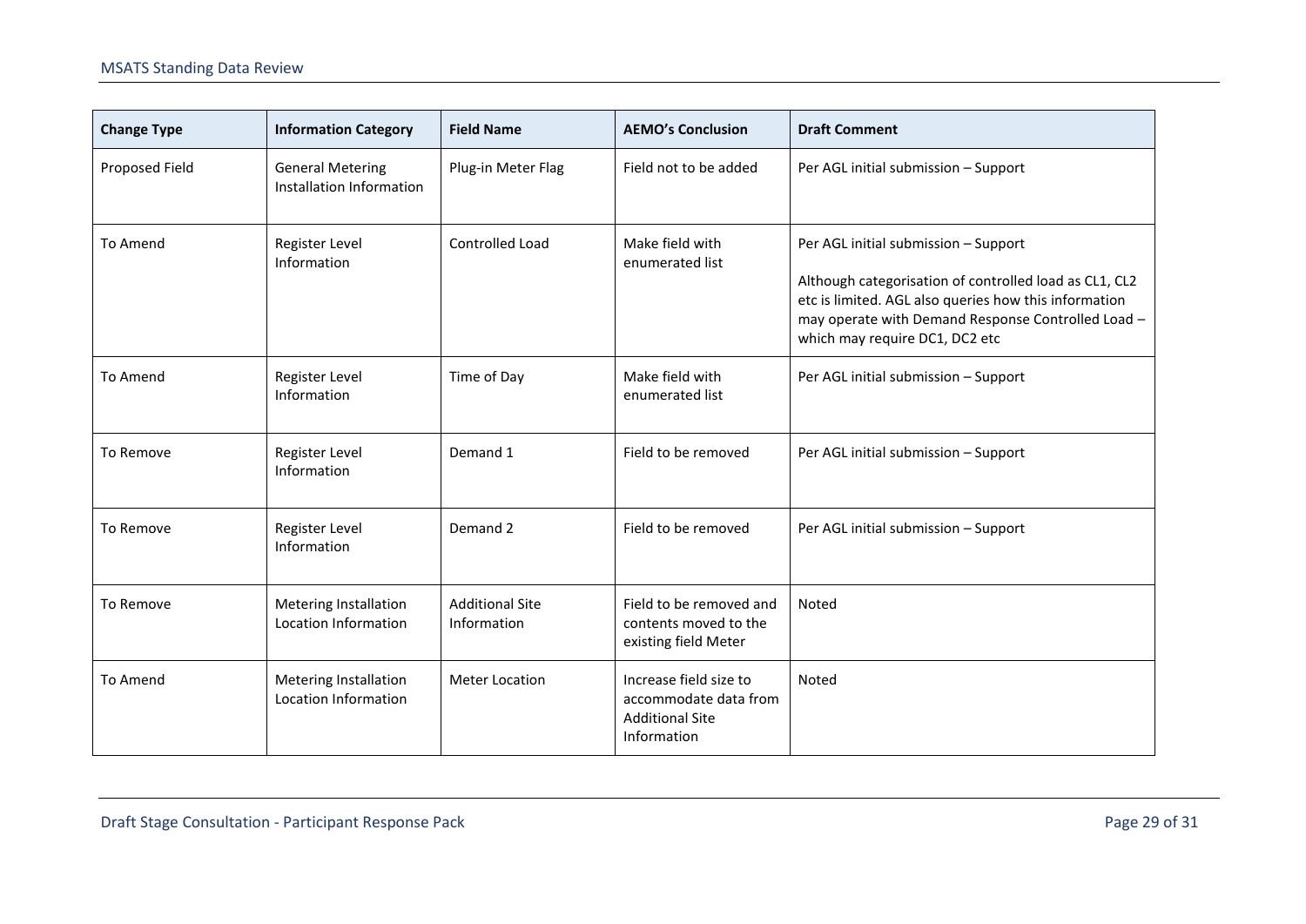| Change Type | Information Category | Field Name | AEMO's Conclusion | Draft Comment |
|---|---|---|---|---|
| Proposed Field | General Metering Installation Information | Plug-in Meter Flag | Field not to be added | Per AGL initial submission – Support |
| To Amend | Register Level Information | Controlled Load | Make field with enumerated list | Per AGL initial submission – Support<br><br>Although categorisation of controlled load as CL1, CL2 etc is limited. AGL also queries how this information may operate with Demand Response Controlled Load – which may require DC1, DC2 etc |
| To Amend | Register Level Information | Time of Day | Make field with enumerated list | Per AGL initial submission – Support |
| To Remove | Register Level Information | Demand 1 | Field to be removed | Per AGL initial submission – Support |
| To Remove | Register Level Information | Demand 2 | Field to be removed | Per AGL initial submission – Support |
| To Remove | Metering Installation Location Information | Additional Site Information | Field to be removed and contents moved to the existing field Meter | Noted |
| To Amend | Metering Installation Location Information | Meter Location | Increase field size to accommodate data from Additional Site Information | Noted |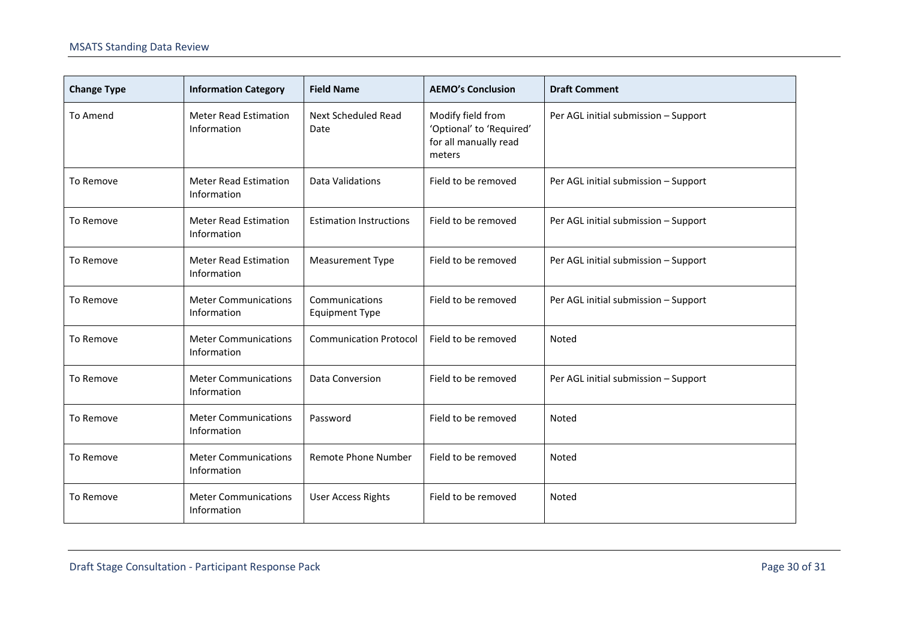| Change Type | Information Category | Field Name | AEMO's Conclusion | Draft Comment |
|---|---|---|---|---|
| To Amend | Meter Read Estimation Information | Next Scheduled Read Date | Modify field from 'Optional' to 'Required' for all manually read meters | Per AGL initial submission – Support |
| To Remove | Meter Read Estimation Information | Data Validations | Field to be removed | Per AGL initial submission – Support |
| To Remove | Meter Read Estimation Information | Estimation Instructions | Field to be removed | Per AGL initial submission – Support |
| To Remove | Meter Read Estimation Information | Measurement Type | Field to be removed | Per AGL initial submission – Support |
| To Remove | Meter Communications Information | Communications Equipment Type | Field to be removed | Per AGL initial submission – Support |
| To Remove | Meter Communications Information | Communication Protocol | Field to be removed | Noted |
| To Remove | Meter Communications Information | Data Conversion | Field to be removed | Per AGL initial submission – Support |
| To Remove | Meter Communications Information | Password | Field to be removed | Noted |
| To Remove | Meter Communications Information | Remote Phone Number | Field to be removed | Noted |
| To Remove | Meter Communications Information | User Access Rights | Field to be removed | Noted |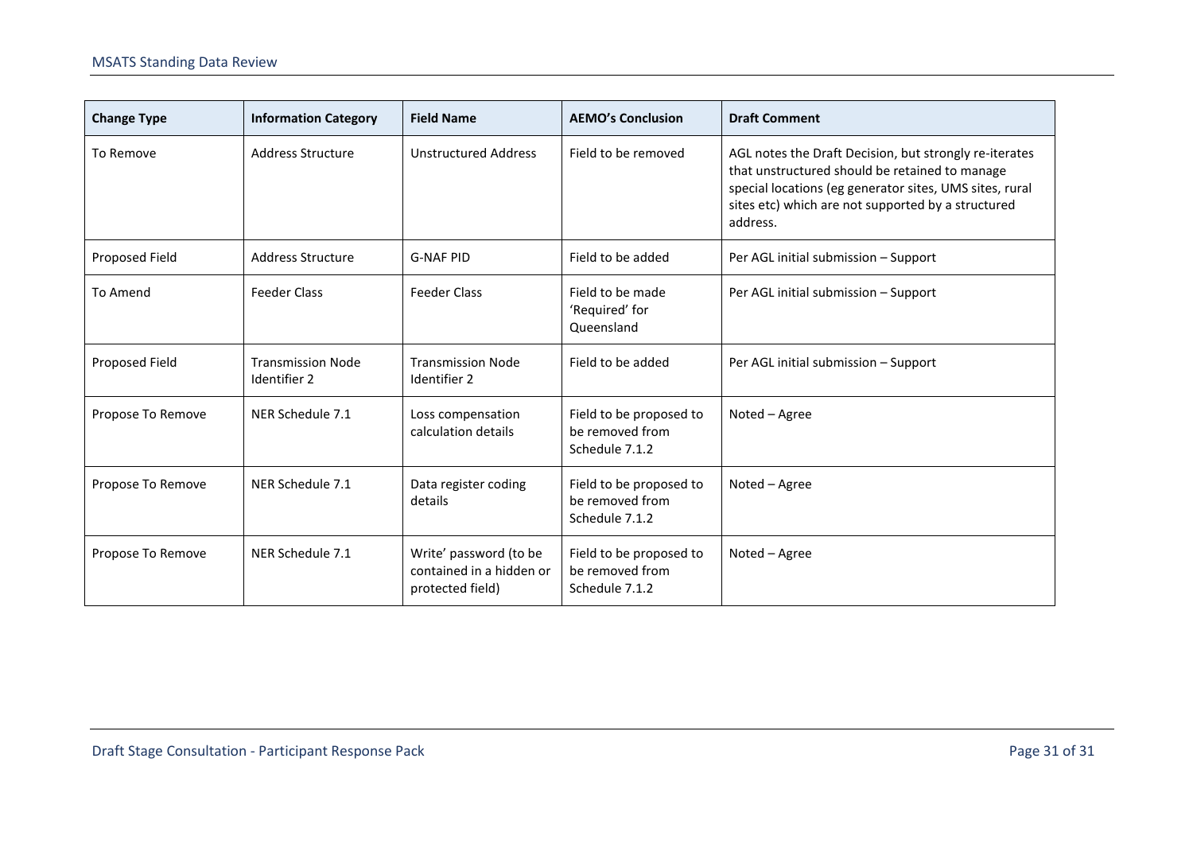| Change Type | Information Category | Field Name | AEMO's Conclusion | Draft Comment |
|---|---|---|---|---|
| To Remove | Address Structure | Unstructured Address | Field to be removed | AGL notes the Draft Decision, but strongly re-iterates that unstructured should be retained to manage special locations (eg generator sites, UMS sites, rural sites etc) which are not supported by a structured address. |
| Proposed Field | Address Structure | G-NAF PID | Field to be added | Per AGL initial submission – Support |
| To Amend | Feeder Class | Feeder Class | Field to be made 'Required' for Queensland | Per AGL initial submission – Support |
| Proposed Field | Transmission Node Identifier 2 | Transmission Node Identifier 2 | Field to be added | Per AGL initial submission – Support |
| Propose To Remove | NER Schedule 7.1 | Loss compensation calculation details | Field to be proposed to be removed from Schedule 7.1.2 | Noted – Agree |
| Propose To Remove | NER Schedule 7.1 | Data register coding details | Field to be proposed to be removed from Schedule 7.1.2 | Noted – Agree |
| Propose To Remove | NER Schedule 7.1 | Write' password (to be contained in a hidden or protected field) | Field to be proposed to be removed from Schedule 7.1.2 | Noted – Agree |